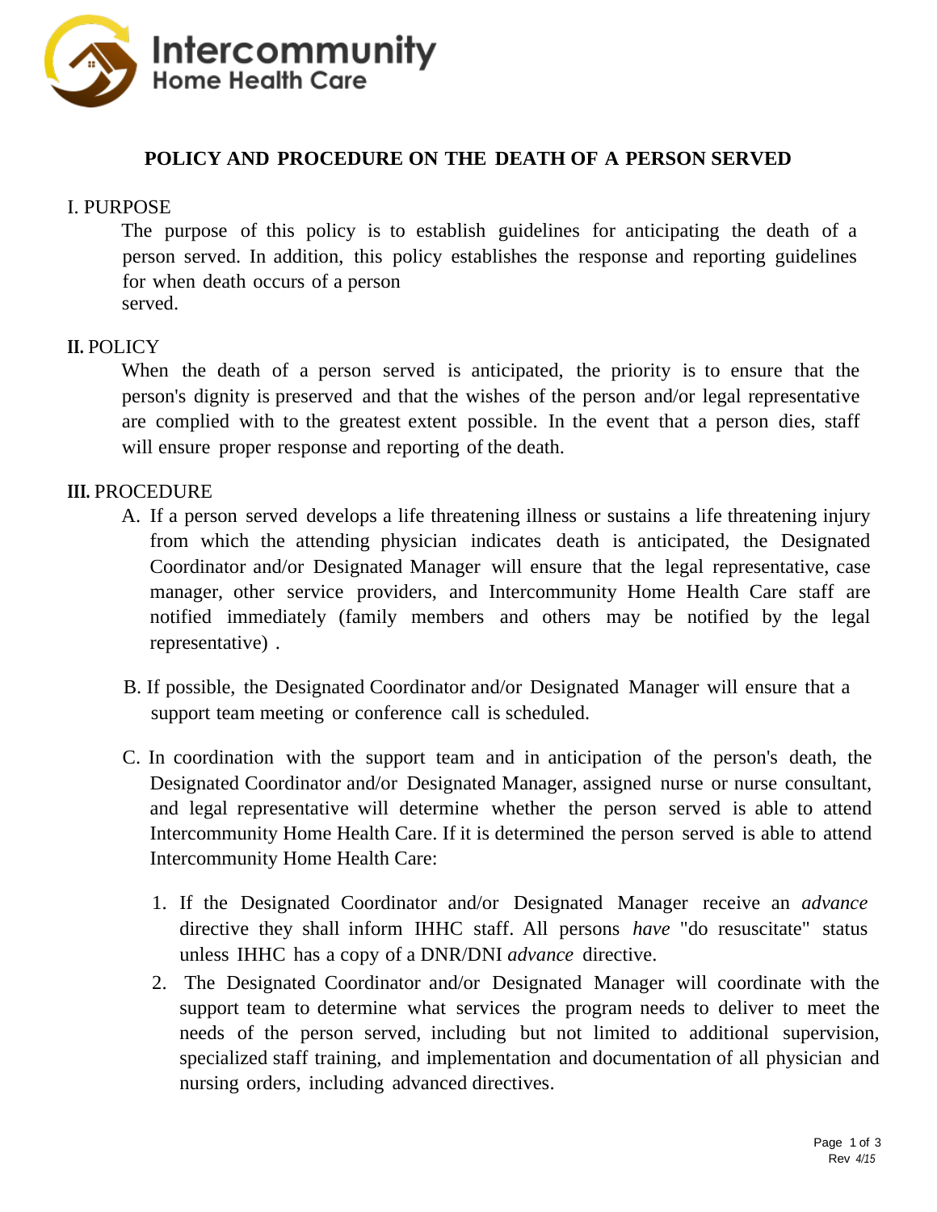Intercommunity
Home Health Care

# POLICY AND PROCEDURE ON THE DEATH OF A PERSON SERVED

## I. PURPOSE

The purpose of this policy is to establish guidelines for anticipating the death of a person served. In addition, this policy establishes the response and reporting guidelines for when death occurs of a person served.

## II. POLICY

When the death of a person served is anticipated, the priority is to ensure that the person's dignity is preserved and that the wishes of the person and/or legal representative are complied with to the greatest extent possible. In the event that a person dies, staff will ensure proper response and reporting of the death.

## III. PROCEDURE

A. If a person served develops a life threatening illness or sustains a life threatening injury from which the attending physician indicates death is anticipated, the Designated Coordinator and/or Designated Manager will ensure that the legal representative, case manager, other service providers, and Intercommunity Home Health Care staff are notified immediately (family members and others may be notified by the legal representative) .

B. If possible, the Designated Coordinator and/or Designated Manager will ensure that a support team meeting or conference call is scheduled.

C. In coordination with the support team and in anticipation of the person's death, the Designated Coordinator and/or Designated Manager, assigned nurse or nurse consultant, and legal representative will determine whether the person served is able to attend Intercommunity Home Health Care. If it is determined the person served is able to attend Intercommunity Home Health Care:

1. If the Designated Coordinator and/or Designated Manager receive an *advance* directive they shall inform IHHC staff. All persons *have* "do resuscitate" status unless IHHC has a copy of a DNR/DNI *advance* directive.
2. The Designated Coordinator and/or Designated Manager will coordinate with the support team to determine what services the program needs to deliver to meet the needs of the person served, including but not limited to additional supervision, specialized staff training, and implementation and documentation of all physician and nursing orders, including advanced directives.

Rev 4/15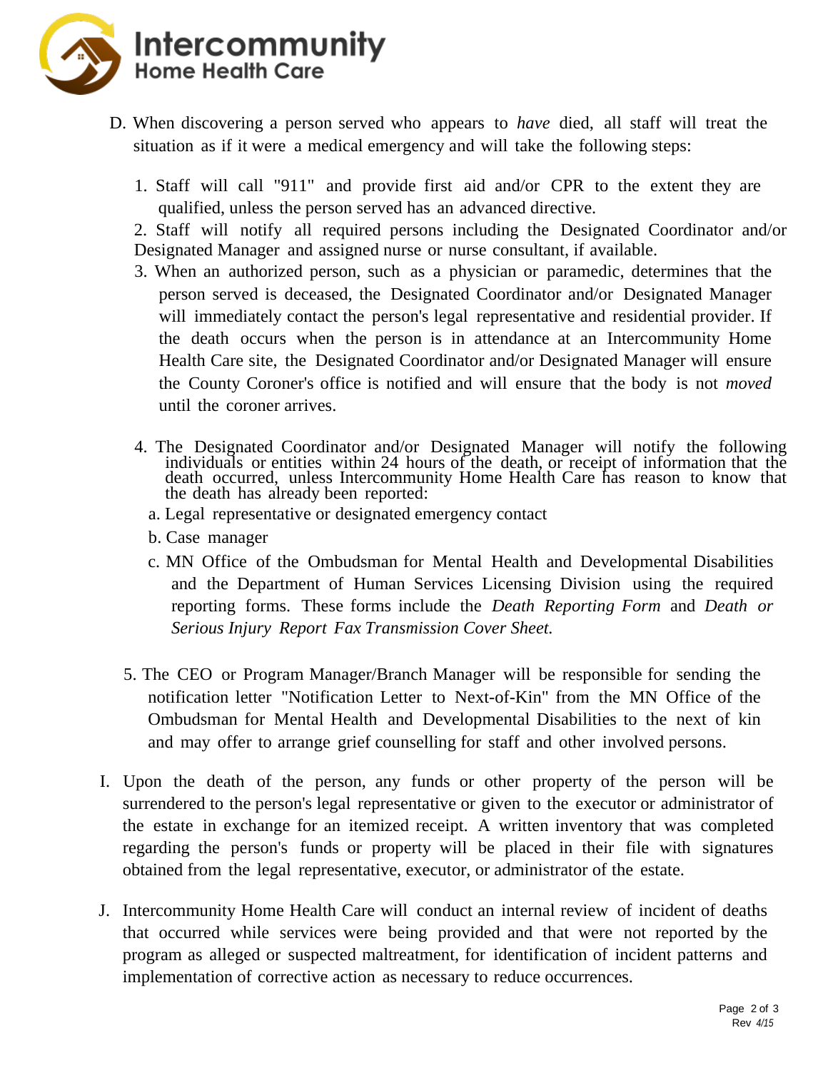D. When discovering a person served who appears to *have* died, all staff will treat the situation as if it were a medical emergency and will take the following steps:

1. Staff will call "911" and provide first aid and/or CPR to the extent they are qualified, unless the person served has an advanced directive.
2. Staff will notify all required persons including the Designated Coordinator and/or Designated Manager and assigned nurse or nurse consultant, if available.
3. When an authorized person, such as a physician or paramedic, determines that the person served is deceased, the Designated Coordinator and/or Designated Manager will immediately contact the person's legal representative and residential provider. If the death occurs when the person is in attendance at an Intercommunity Home Health Care site, the Designated Coordinator and/or Designated Manager will ensure the County Coroner's office is notified and will ensure that the body is not *moved* until the coroner arrives.
4. The Designated Coordinator and/or Designated Manager will notify the following individuals or entities within 24 hours of the death, or receipt of information that the death occurred, unless Intercommunity Home Health Care has reason to know that the death has already been reported:
   a. Legal representative or designated emergency contact
   b. Case manager
   c. MN Office of the Ombudsman for Mental Health and Developmental Disabilities and the Department of Human Services Licensing Division using the required reporting forms. These forms include the *Death Reporting Form* and *Death or Serious Injury Report Fax Transmission Cover Sheet.*
5. The CEO or Program Manager/Branch Manager will be responsible for sending the notification letter "Notification Letter to Next-of-Kin" from the MN Office of the Ombudsman for Mental Health and Developmental Disabilities to the next of kin and may offer to arrange grief counselling for staff and other involved persons.

I. Upon the death of the person, any funds or other property of the person will be surrendered to the person's legal representative or given to the executor or administrator of the estate in exchange for an itemized receipt. A written inventory that was completed regarding the person's funds or property will be placed in their file with signatures obtained from the legal representative, executor, or administrator of the estate.

J. Intercommunity Home Health Care will conduct an internal review of incident of deaths that occurred while services were being provided and that were not reported by the program as alleged or suspected maltreatment, for identification of incident patterns and implementation of corrective action as necessary to reduce occurrences.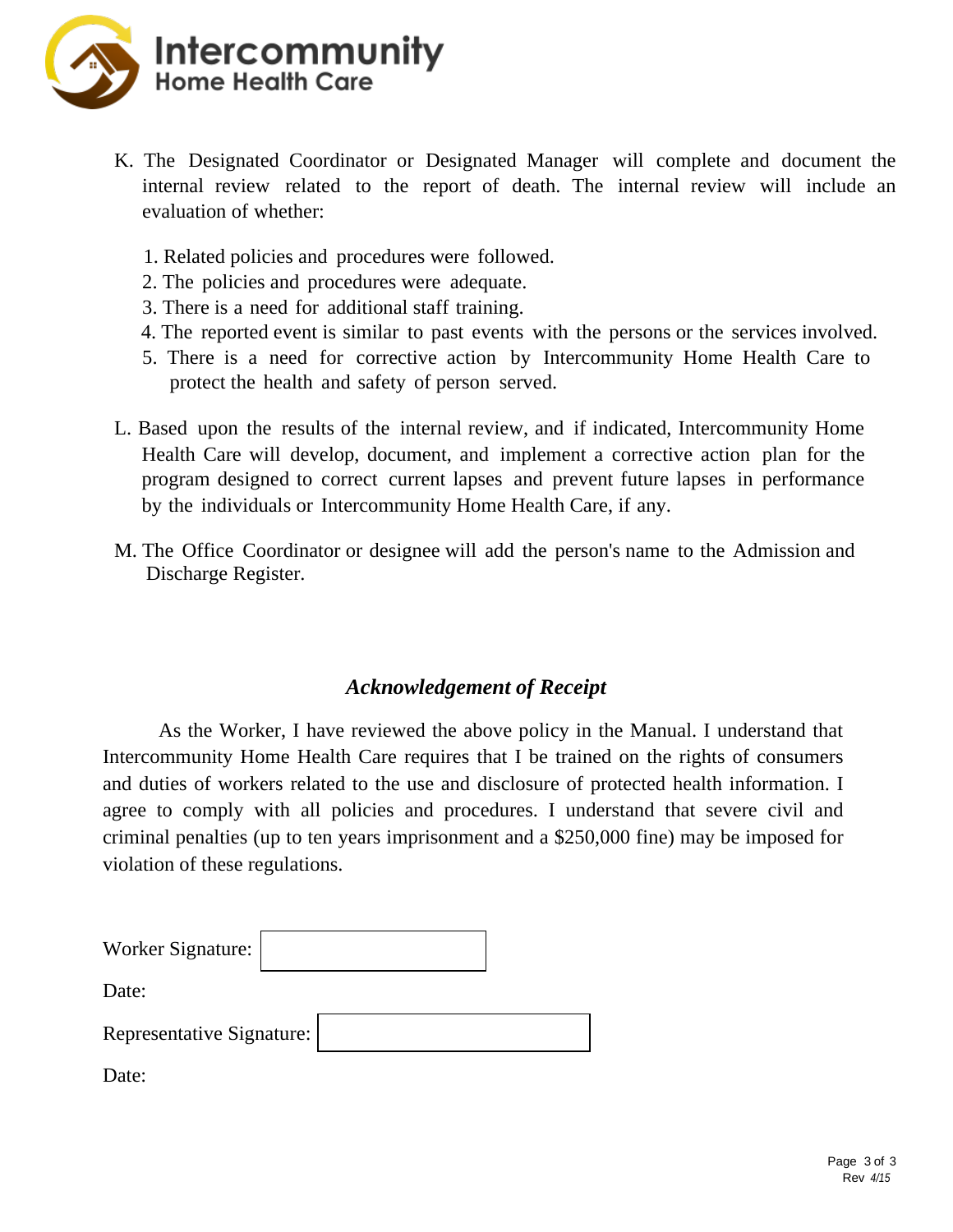K. The Designated Coordinator or Designated Manager will complete and document the internal review related to the report of death. The internal review will include an evaluation of whether:

1. Related policies and procedures were followed.
2. The policies and procedures were adequate.
3. There is a need for additional staff training.
4. The reported event is similar to past events with the persons or the services involved.
5. There is a need for corrective action by Intercommunity Home Health Care to protect the health and safety of person served.

L. Based upon the results of the internal review, and if indicated, Intercommunity Home Health Care will develop, document, and implement a corrective action plan for the program designed to correct current lapses and prevent future lapses in performance by the individuals or Intercommunity Home Health Care, if any.

M. The Office Coordinator or designee will add the person's name to the Admission and Discharge Register.

## *Acknowledgement of Receipt*

As the Worker, I have reviewed the above policy in the Manual. I understand that Intercommunity Home Health Care requires that I be trained on the rights of consumers and duties of workers related to the use and disclosure of protected health information. I agree to comply with all policies and procedures. I understand that severe civil and criminal penalties (up to ten years imprisonment and a $250,000 fine) may be imposed for violation of these regulations.

Worker Signature:

Date:

Representative Signature:

Date: